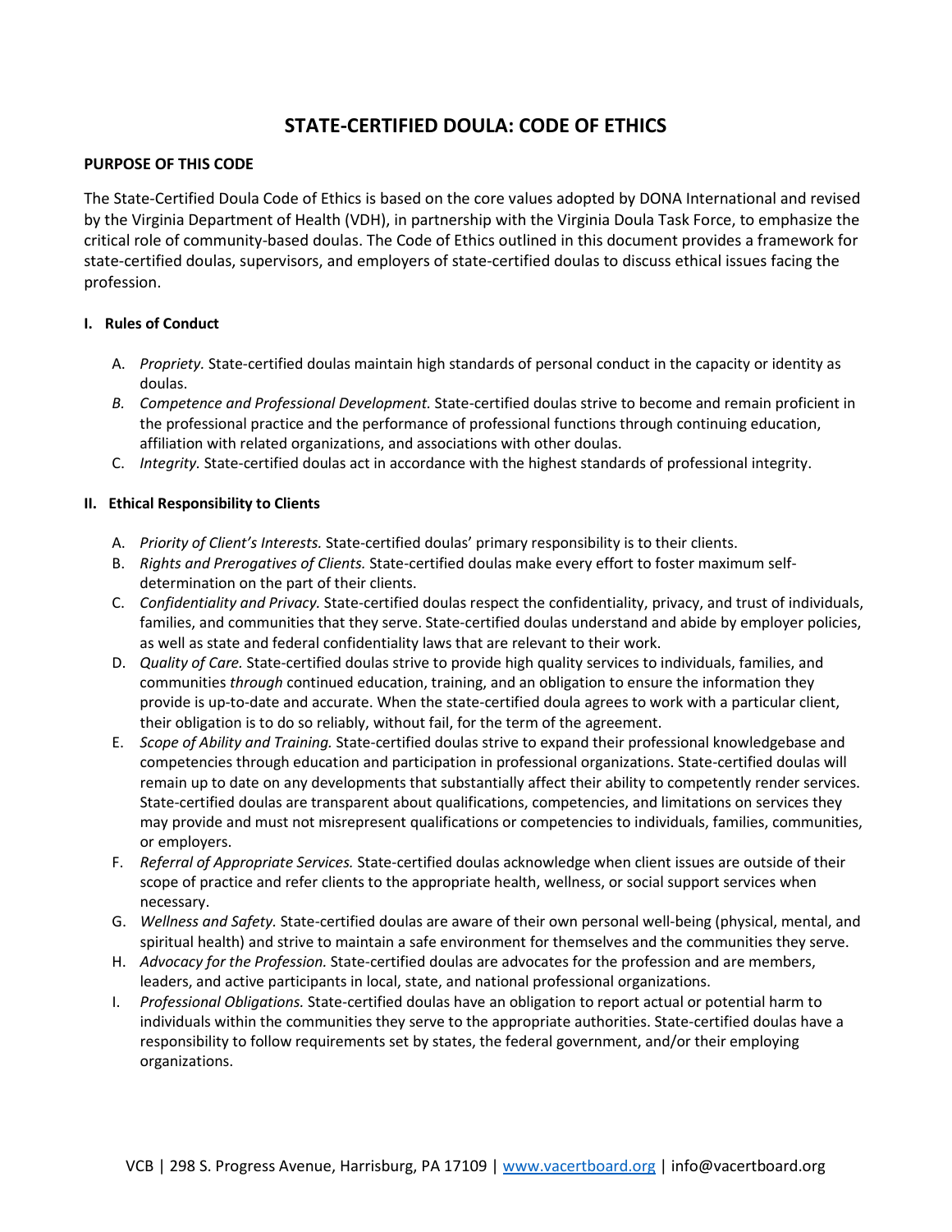# STATE-CERTIFIED DOULA: CODE OF ETHICS

## PURPOSE OF THIS CODE

The State-Certified Doula Code of Ethics is based on the core values adopted by DONA International and revised by the Virginia Department of Health (VDH), in partnership with the Virginia Doula Task Force, to emphasize the critical role of community-based doulas. The Code of Ethics outlined in this document provides a framework for state-certified doulas, supervisors, and employers of state-certified doulas to discuss ethical issues facing the profession.

### I. Rules of Conduct

A. *Propriety.* State-certified doulas maintain high standards of personal conduct in the capacity or identity as doulas.

B. *Competence and Professional Development.* State-certified doulas strive to become and remain proficient in the professional practice and the performance of professional functions through continuing education, affiliation with related organizations, and associations with other doulas.

C. *Integrity.* State-certified doulas act in accordance with the highest standards of professional integrity.

### II. Ethical Responsibility to Clients

A. *Priority of Client's Interests.* State-certified doulas' primary responsibility is to their clients.

B. *Rights and Prerogatives of Clients.* State-certified doulas make every effort to foster maximum self-determination on the part of their clients.

C. *Confidentiality and Privacy.* State-certified doulas respect the confidentiality, privacy, and trust of individuals, families, and communities that they serve. State-certified doulas understand and abide by employer policies, as well as state and federal confidentiality laws that are relevant to their work.

D. *Quality of Care.* State-certified doulas strive to provide high quality services to individuals, families, and communities *through* continued education, training, and an obligation to ensure the information they provide is up-to-date and accurate. When the state-certified doula agrees to work with a particular client, their obligation is to do so reliably, without fail, for the term of the agreement.

E. *Scope of Ability and Training.* State-certified doulas strive to expand their professional knowledgebase and competencies through education and participation in professional organizations. State-certified doulas will remain up to date on any developments that substantially affect their ability to competently render services. State-certified doulas are transparent about qualifications, competencies, and limitations on services they may provide and must not misrepresent qualifications or competencies to individuals, families, communities, or employers.

F. *Referral of Appropriate Services.* State-certified doulas acknowledge when client issues are outside of their scope of practice and refer clients to the appropriate health, wellness, or social support services when necessary.

G. *Wellness and Safety.* State-certified doulas are aware of their own personal well-being (physical, mental, and spiritual health) and strive to maintain a safe environment for themselves and the communities they serve.

H. *Advocacy for the Profession.* State-certified doulas are advocates for the profession and are members, leaders, and active participants in local, state, and national professional organizations.

I. *Professional Obligations.* State-certified doulas have an obligation to report actual or potential harm to individuals within the communities they serve to the appropriate authorities. State-certified doulas have a responsibility to follow requirements set by states, the federal government, and/or their employing organizations.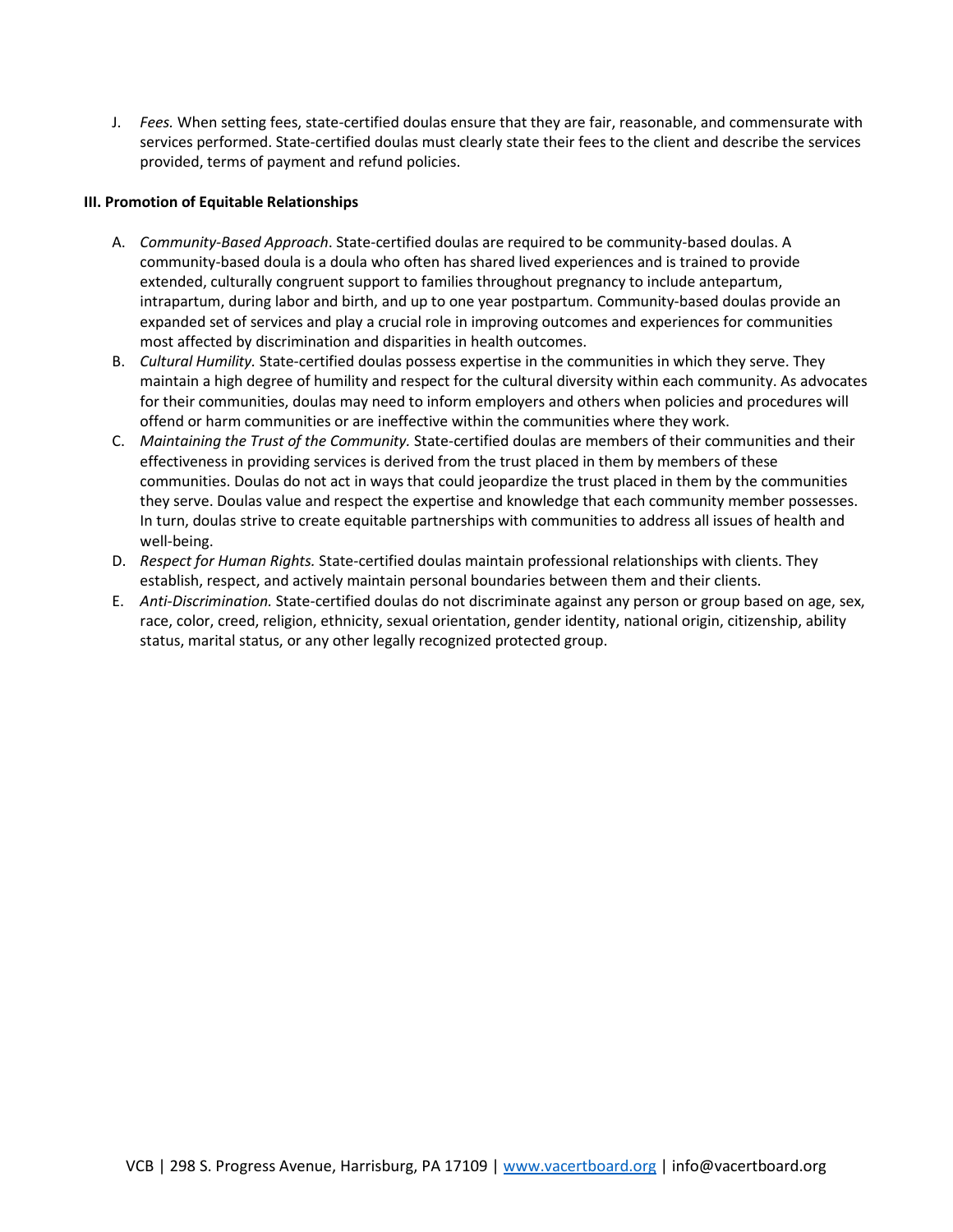J. *Fees.* When setting fees, state-certified doulas ensure that they are fair, reasonable, and commensurate with services performed. State-certified doulas must clearly state their fees to the client and describe the services provided, terms of payment and refund policies.

**III. Promotion of Equitable Relationships**

A. *Community-Based Approach*. State-certified doulas are required to be community-based doulas. A community-based doula is a doula who often has shared lived experiences and is trained to provide extended, culturally congruent support to families throughout pregnancy to include antepartum, intrapartum, during labor and birth, and up to one year postpartum. Community-based doulas provide an expanded set of services and play a crucial role in improving outcomes and experiences for communities most affected by discrimination and disparities in health outcomes.

B. *Cultural Humility.* State-certified doulas possess expertise in the communities in which they serve. They maintain a high degree of humility and respect for the cultural diversity within each community. As advocates for their communities, doulas may need to inform employers and others when policies and procedures will offend or harm communities or are ineffective within the communities where they work.

C. *Maintaining the Trust of the Community.* State-certified doulas are members of their communities and their effectiveness in providing services is derived from the trust placed in them by members of these communities. Doulas do not act in ways that could jeopardize the trust placed in them by the communities they serve. Doulas value and respect the expertise and knowledge that each community member possesses. In turn, doulas strive to create equitable partnerships with communities to address all issues of health and well-being.

D. *Respect for Human Rights.* State-certified doulas maintain professional relationships with clients. They establish, respect, and actively maintain personal boundaries between them and their clients.

E. *Anti-Discrimination.* State-certified doulas do not discriminate against any person or group based on age, sex, race, color, creed, religion, ethnicity, sexual orientation, gender identity, national origin, citizenship, ability status, marital status, or any other legally recognized protected group.